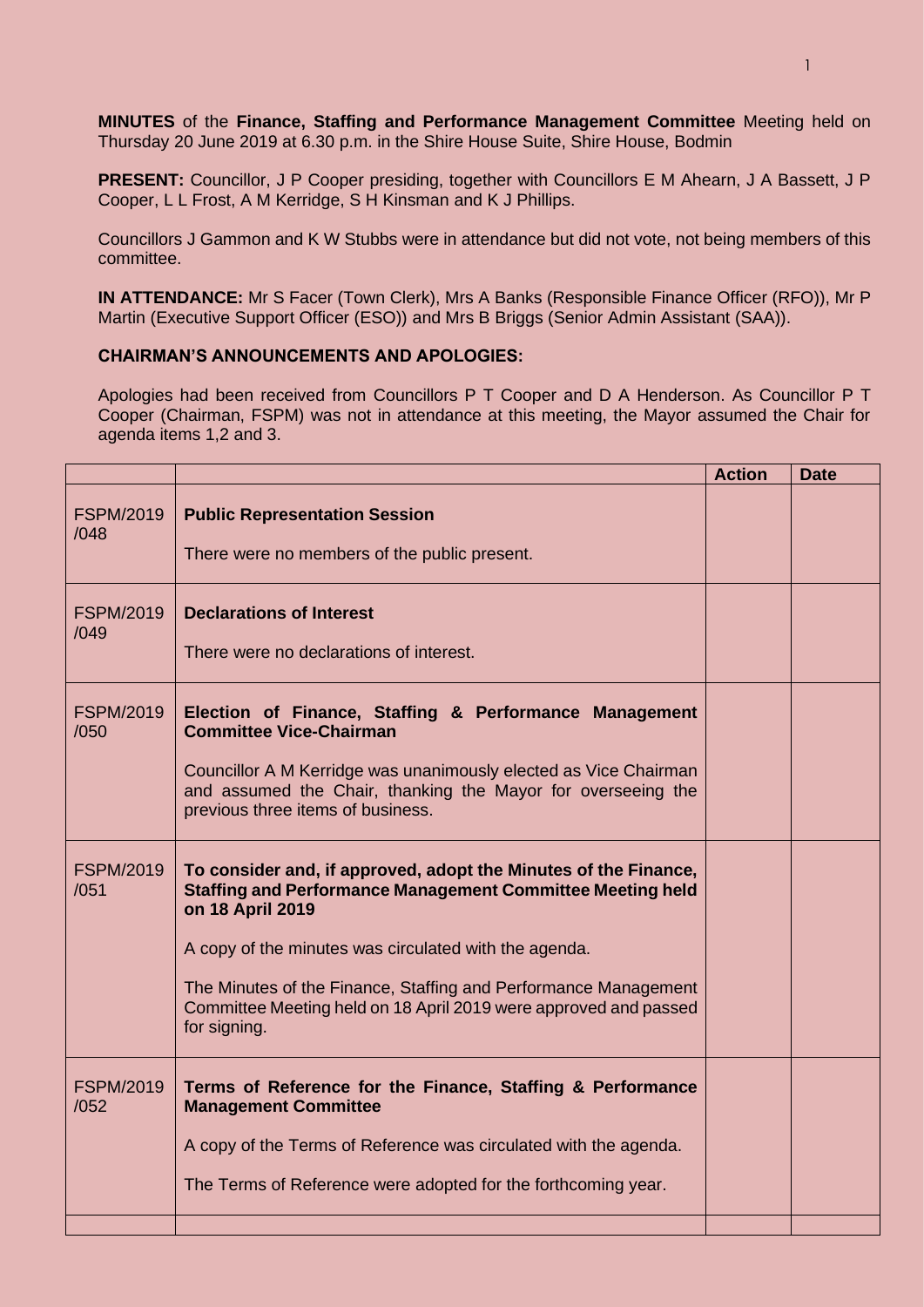**MINUTES** of the **Finance, Staffing and Performance Management Committee** Meeting held on Thursday 20 June 2019 at 6.30 p.m. in the Shire House Suite, Shire House, Bodmin

**PRESENT:** Councillor, J P Cooper presiding, together with Councillors E M Ahearn, J A Bassett, J P Cooper, L L Frost, A M Kerridge, S H Kinsman and K J Phillips.

Councillors J Gammon and K W Stubbs were in attendance but did not vote, not being members of this committee.

**IN ATTENDANCE:** Mr S Facer (Town Clerk), Mrs A Banks (Responsible Finance Officer (RFO)), Mr P Martin (Executive Support Officer (ESO)) and Mrs B Briggs (Senior Admin Assistant (SAA)).

**CHAIRMAN'S ANNOUNCEMENTS AND APOLOGIES:**

Apologies had been received from Councillors P T Cooper and D A Henderson. As Councillor P T Cooper (Chairman, FSPM) was not in attendance at this meeting, the Mayor assumed the Chair for agenda items 1,2 and 3.

| | | Action | Date |
|---|---|---|---|
| FSPM/2019/048 | **Public Representation Session**<br><br>There were no members of the public present. | | |
| FSPM/2019/049 | **Declarations of Interest**<br><br>There were no declarations of interest. | | |
| FSPM/2019/050 | **Election of Finance, Staffing & Performance Management Committee Vice-Chairman**<br><br>Councillor A M Kerridge was unanimously elected as Vice Chairman and assumed the Chair, thanking the Mayor for overseeing the previous three items of business. | | |
| FSPM/2019/051 | **To consider and, if approved, adopt the Minutes of the Finance, Staffing and Performance Management Committee Meeting held on 18 April 2019**<br><br>A copy of the minutes was circulated with the agenda.<br><br>The Minutes of the Finance, Staffing and Performance Management Committee Meeting held on 18 April 2019 were approved and passed for signing. | | |
| FSPM/2019/052 | **Terms of Reference for the Finance, Staffing & Performance Management Committee**<br><br>A copy of the Terms of Reference was circulated with the agenda.<br><br>The Terms of Reference were adopted for the forthcoming year. | | |
| | | | |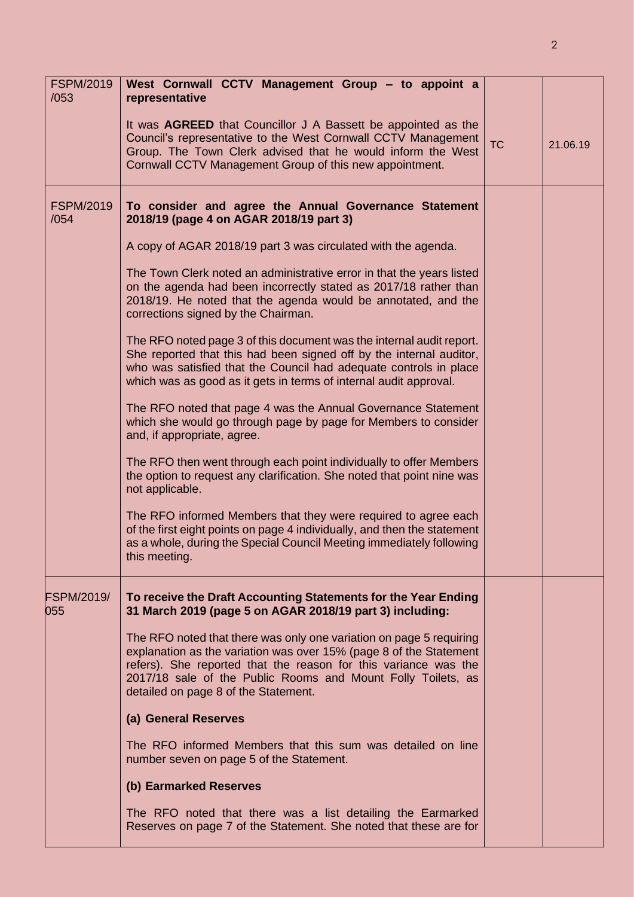| | | | |
|---|---|---|---|
| FSPM/2019 /053 | **West Cornwall CCTV Management Group – to appoint a representative**<br><br>It was **AGREED** that Councillor J A Bassett be appointed as the Council's representative to the West Cornwall CCTV Management Group. The Town Clerk advised that he would inform the West Cornwall CCTV Management Group of this new appointment. | TC | 21.06.19 |
| FSPM/2019 /054 | **To consider and agree the Annual Governance Statement 2018/19 (page 4 on AGAR 2018/19 part 3)**<br><br>A copy of AGAR 2018/19 part 3 was circulated with the agenda.<br><br>The Town Clerk noted an administrative error in that the years listed on the agenda had been incorrectly stated as 2017/18 rather than 2018/19. He noted that the agenda would be annotated, and the corrections signed by the Chairman.<br><br>The RFO noted page 3 of this document was the internal audit report. She reported that this had been signed off by the internal auditor, who was satisfied that the Council had adequate controls in place which was as good as it gets in terms of internal audit approval.<br><br>The RFO noted that page 4 was the Annual Governance Statement which she would go through page by page for Members to consider and, if appropriate, agree.<br><br>The RFO then went through each point individually to offer Members the option to request any clarification. She noted that point nine was not applicable.<br><br>The RFO informed Members that they were required to agree each of the first eight points on page 4 individually, and then the statement as a whole, during the Special Council Meeting immediately following this meeting. | | |
| FSPM/2019/ 055 | **To receive the Draft Accounting Statements for the Year Ending 31 March 2019 (page 5 on AGAR 2018/19 part 3) including:**<br><br>The RFO noted that there was only one variation on page 5 requiring explanation as the variation was over 15% (page 8 of the Statement refers). She reported that the reason for this variance was the 2017/18 sale of the Public Rooms and Mount Folly Toilets, as detailed on page 8 of the Statement.<br><br>**(a) General Reserves**<br><br>The RFO informed Members that this sum was detailed on line number seven on page 5 of the Statement.<br><br>**(b) Earmarked Reserves**<br><br>The RFO noted that there was a list detailing the Earmarked Reserves on page 7 of the Statement. She noted that these are for | | |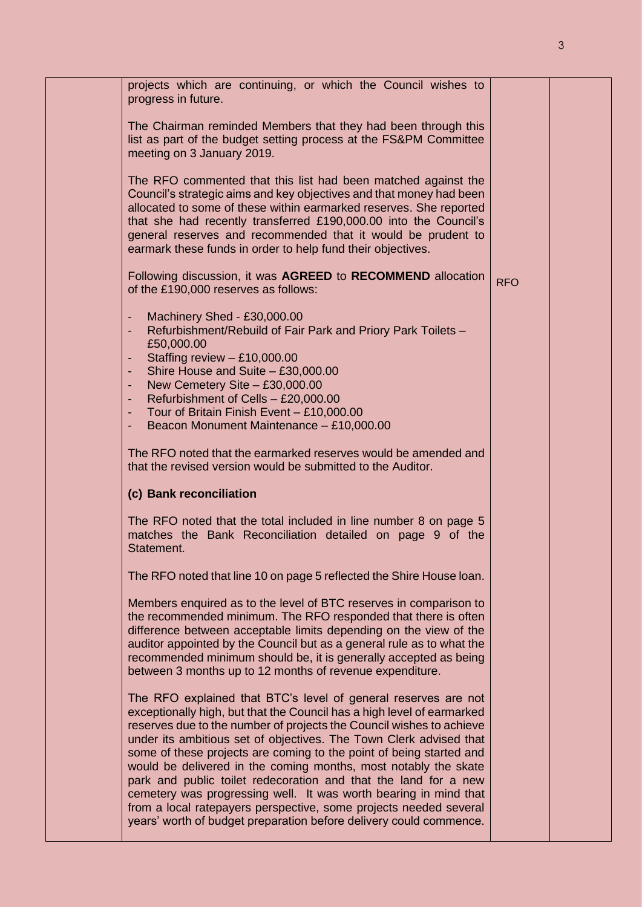| | | | |
|---|---|---|---|
| | projects which are continuing, or which the Council wishes to progress in future.<br><br>The Chairman reminded Members that they had been through this list as part of the budget setting process at the FS&PM Committee meeting on 3 January 2019.<br><br>The RFO commented that this list had been matched against the Council's strategic aims and key objectives and that money had been allocated to some of these within earmarked reserves. She reported that she had recently transferred £190,000.00 into the Council's general reserves and recommended that it would be prudent to earmark these funds in order to help fund their objectives.<br><br>Following discussion, it was **AGREED** to **RECOMMEND** allocation of the £190,000 reserves as follows:<br><br>- Machinery Shed - £30,000.00<br>- Refurbishment/Rebuild of Fair Park and Priory Park Toilets – £50,000.00<br>- Staffing review – £10,000.00<br>- Shire House and Suite – £30,000.00<br>- New Cemetery Site – £30,000.00<br>- Refurbishment of Cells – £20,000.00<br>- Tour of Britain Finish Event – £10,000.00<br>- Beacon Monument Maintenance – £10,000.00<br><br>The RFO noted that the earmarked reserves would be amended and that the revised version would be submitted to the Auditor.<br><br>**(c) Bank reconciliation**<br><br>The RFO noted that the total included in line number 8 on page 5 matches the Bank Reconciliation detailed on page 9 of the Statement.<br><br>The RFO noted that line 10 on page 5 reflected the Shire House loan.<br><br>Members enquired as to the level of BTC reserves in comparison to the recommended minimum. The RFO responded that there is often difference between acceptable limits depending on the view of the auditor appointed by the Council but as a general rule as to what the recommended minimum should be, it is generally accepted as being between 3 months up to 12 months of revenue expenditure.<br><br>The RFO explained that BTC's level of general reserves are not exceptionally high, but that the Council has a high level of earmarked reserves due to the number of projects the Council wishes to achieve under its ambitious set of objectives. The Town Clerk advised that some of these projects are coming to the point of being started and would be delivered in the coming months, most notably the skate park and public toilet redecoration and that the land for a new cemetery was progressing well. It was worth bearing in mind that from a local ratepayers perspective, some projects needed several years' worth of budget preparation before delivery could commence. | RFO | |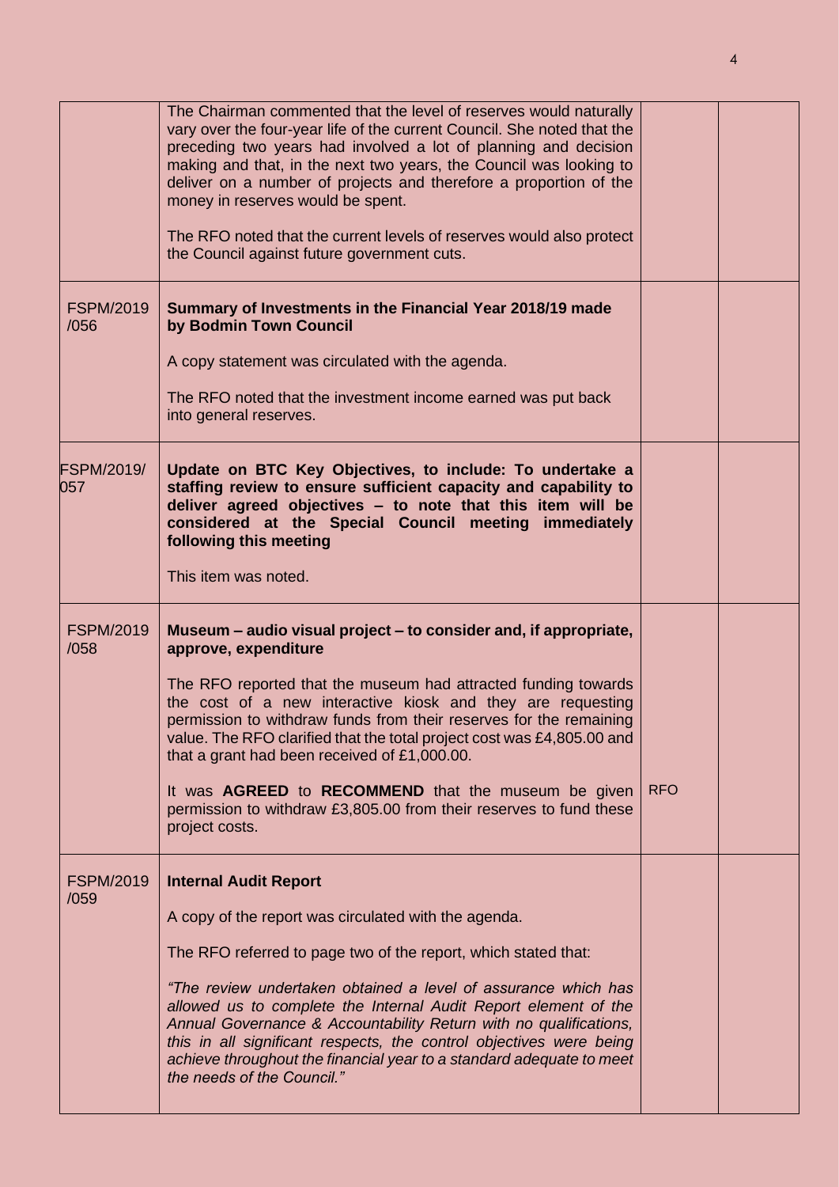| | | | |
|---|---|---|---|
| | The Chairman commented that the level of reserves would naturally vary over the four-year life of the current Council. She noted that the preceding two years had involved a lot of planning and decision making and that, in the next two years, the Council was looking to deliver on a number of projects and therefore a proportion of the money in reserves would be spent.<br><br>The RFO noted that the current levels of reserves would also protect the Council against future government cuts. | | |
| FSPM/2019 /056 | **Summary of Investments in the Financial Year 2018/19 made by Bodmin Town Council**<br><br>A copy statement was circulated with the agenda.<br><br>The RFO noted that the investment income earned was put back into general reserves. | | |
| FSPM/2019/ 057 | **Update on BTC Key Objectives, to include: To undertake a staffing review to ensure sufficient capacity and capability to deliver agreed objectives – to note that this item will be considered at the Special Council meeting immediately following this meeting**<br><br>This item was noted. | | |
| FSPM/2019 /058 | **Museum – audio visual project – to consider and, if appropriate, approve, expenditure**<br><br>The RFO reported that the museum had attracted funding towards the cost of a new interactive kiosk and they are requesting permission to withdraw funds from their reserves for the remaining value. The RFO clarified that the total project cost was £4,805.00 and that a grant had been received of £1,000.00.<br><br>It was **AGREED** to **RECOMMEND** that the museum be given permission to withdraw £3,805.00 from their reserves to fund these project costs. | RFO | |
| FSPM/2019 /059 | **Internal Audit Report**<br><br>A copy of the report was circulated with the agenda.<br><br>The RFO referred to page two of the report, which stated that:<br><br>*"The review undertaken obtained a level of assurance which has allowed us to complete the Internal Audit Report element of the Annual Governance & Accountability Return with no qualifications, this in all significant respects, the control objectives were being achieve throughout the financial year to a standard adequate to meet the needs of the Council."* | | |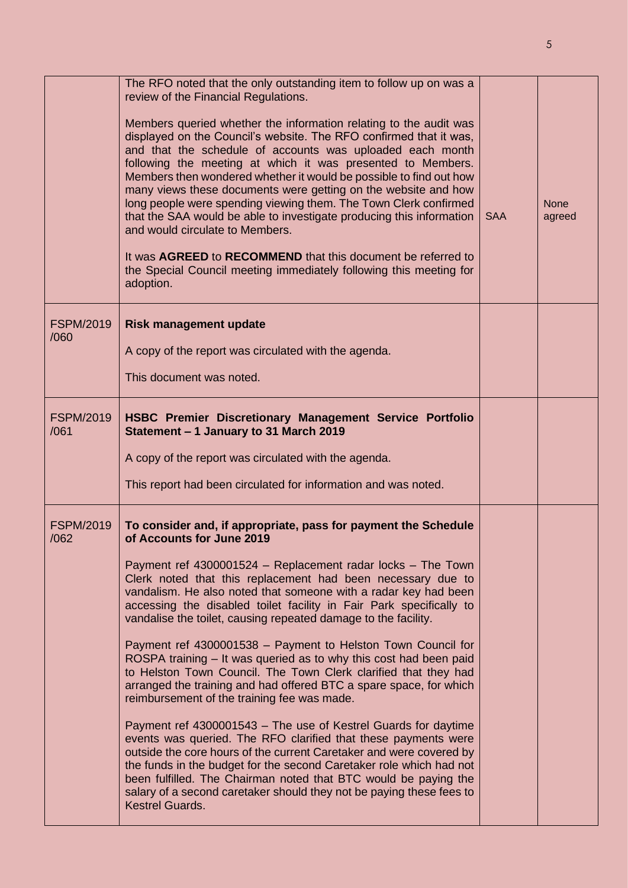| | | | |
|---|---|---|---|
| | The RFO noted that the only outstanding item to follow up on was a review of the Financial Regulations.<br><br>Members queried whether the information relating to the audit was displayed on the Council's website. The RFO confirmed that it was, and that the schedule of accounts was uploaded each month following the meeting at which it was presented to Members. Members then wondered whether it would be possible to find out how many views these documents were getting on the website and how long people were spending viewing them. The Town Clerk confirmed that the SAA would be able to investigate producing this information and would circulate to Members.<br><br>It was **AGREED** to **RECOMMEND** that this document be referred to the Special Council meeting immediately following this meeting for adoption. | SAA | None agreed |
| FSPM/2019 /060 | **Risk management update**<br><br>A copy of the report was circulated with the agenda.<br><br>This document was noted. | | |
| FSPM/2019 /061 | **HSBC Premier Discretionary Management Service Portfolio Statement – 1 January to 31 March 2019**<br><br>A copy of the report was circulated with the agenda.<br><br>This report had been circulated for information and was noted. | | |
| FSPM/2019 /062 | **To consider and, if appropriate, pass for payment the Schedule of Accounts for June 2019**<br><br>Payment ref 4300001524 – Replacement radar locks – The Town Clerk noted that this replacement had been necessary due to vandalism. He also noted that someone with a radar key had been accessing the disabled toilet facility in Fair Park specifically to vandalise the toilet, causing repeated damage to the facility.<br><br>Payment ref 4300001538 – Payment to Helston Town Council for ROSPA training – It was queried as to why this cost had been paid to Helston Town Council. The Town Clerk clarified that they had arranged the training and had offered BTC a spare space, for which reimbursement of the training fee was made.<br><br>Payment ref 4300001543 – The use of Kestrel Guards for daytime events was queried. The RFO clarified that these payments were outside the core hours of the current Caretaker and were covered by the funds in the budget for the second Caretaker role which had not been fulfilled. The Chairman noted that BTC would be paying the salary of a second caretaker should they not be paying these fees to Kestrel Guards. | | |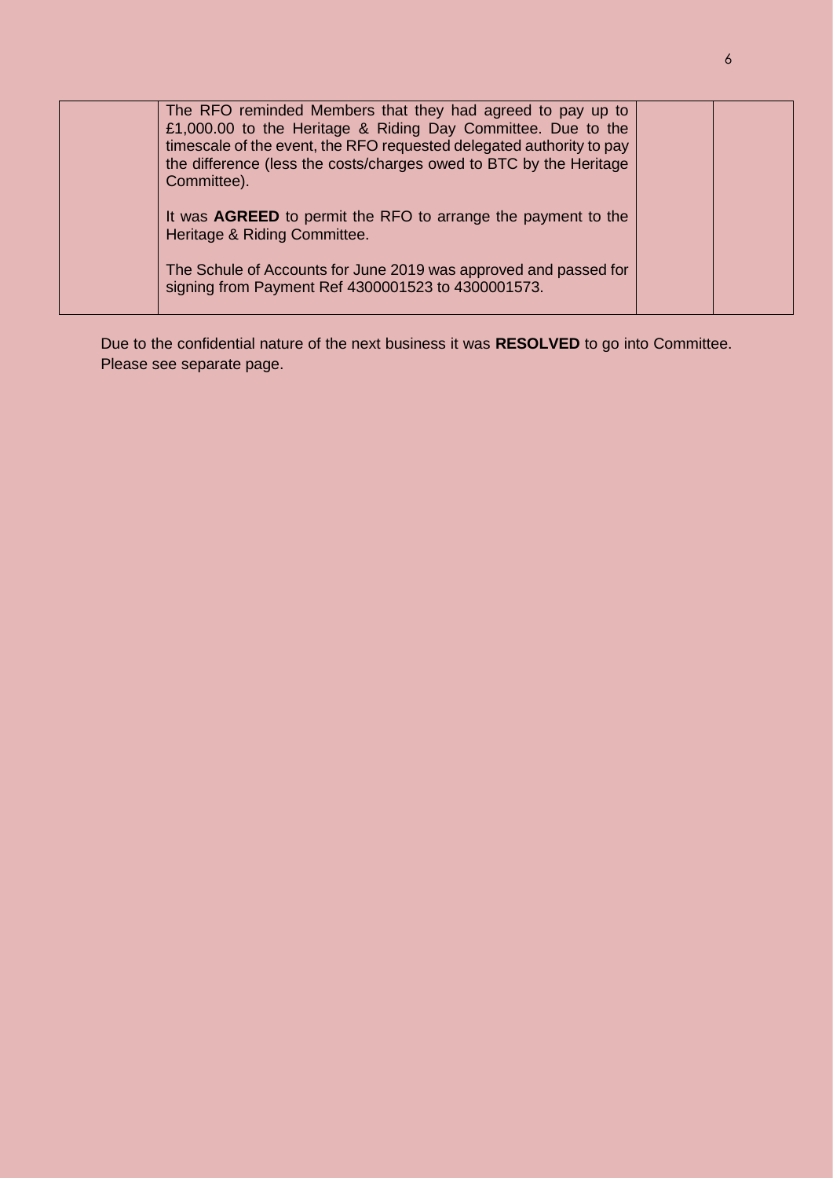| | | | |
|---|---|---|---|
| | The RFO reminded Members that they had agreed to pay up to £1,000.00 to the Heritage & Riding Day Committee. Due to the timescale of the event, the RFO requested delegated authority to pay the difference (less the costs/charges owed to BTC by the Heritage Committee).<br><br>It was **AGREED** to permit the RFO to arrange the payment to the Heritage & Riding Committee.<br><br>The Schule of Accounts for June 2019 was approved and passed for signing from Payment Ref 4300001523 to 4300001573. | | |

Due to the confidential nature of the next business it was **RESOLVED** to go into Committee. Please see separate page.